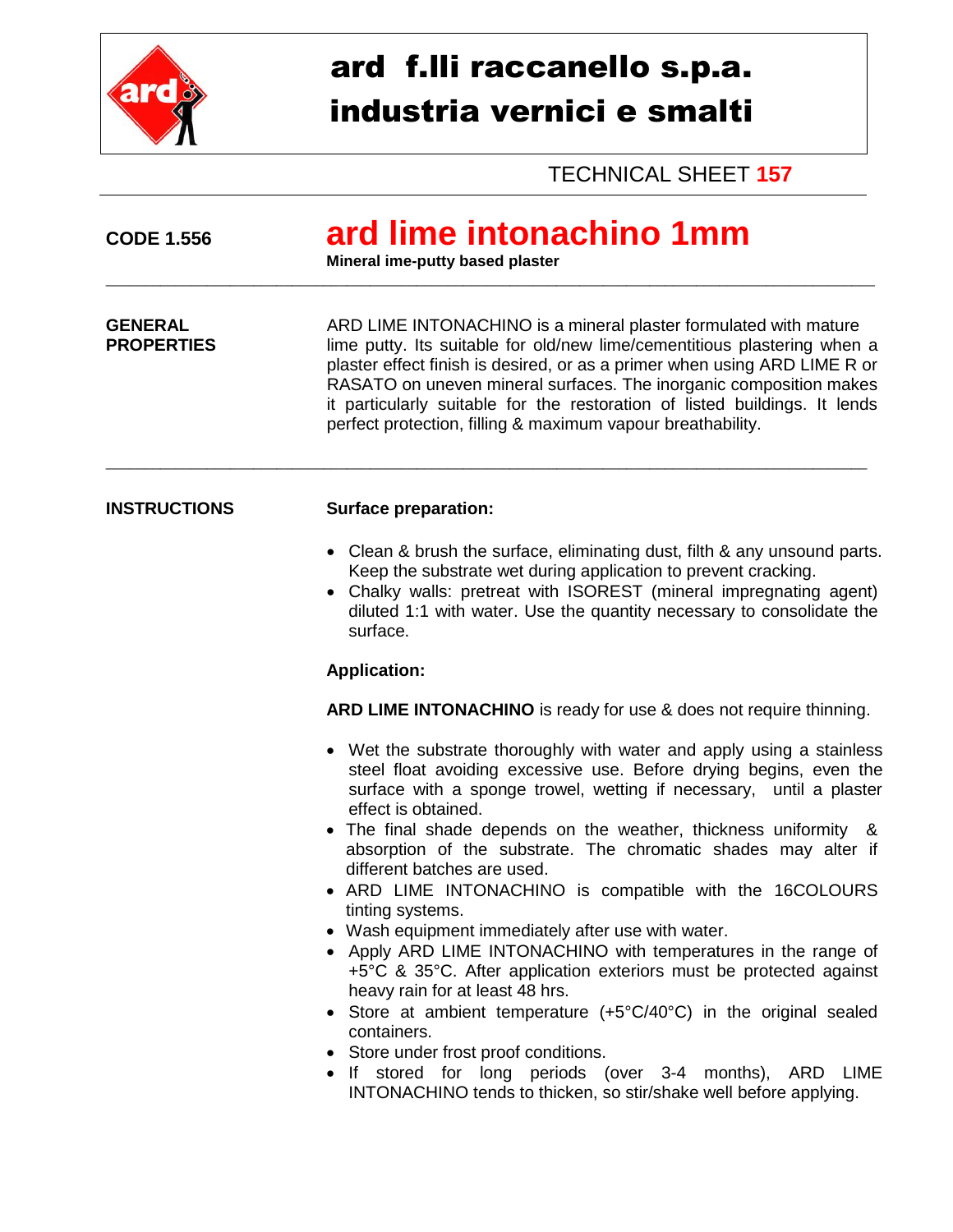# ard f.lli raccanello s.p.a.
# industria vernici e smalti

TECHNICAL SHEET **157**

**CODE 1.556**

# ard lime intonachino 1mm

**Mineral ime-putty based plaster**

---

**GENERAL PROPERTIES**

ARD LIME INTONACHINO is a mineral plaster formulated with mature lime putty. Its suitable for old/new lime/cementitious plastering when a plaster effect finish is desired, or as a primer when using ARD LIME R or RASATO on uneven mineral surfaces. The inorganic composition makes it particularly suitable for the restoration of listed buildings. It lends perfect protection, filling & maximum vapour breathability.

---

**INSTRUCTIONS**

**Surface preparation:**

- Clean & brush the surface, eliminating dust, filth & any unsound parts. Keep the substrate wet during application to prevent cracking.
- Chalky walls: pretreat with ISOREST (mineral impregnating agent) diluted 1:1 with water. Use the quantity necessary to consolidate the surface.

**Application:**

**ARD LIME INTONACHINO** is ready for use & does not require thinning.

- Wet the substrate thoroughly with water and apply using a stainless steel float avoiding excessive use. Before drying begins, even the surface with a sponge trowel, wetting if necessary, until a plaster effect is obtained.
- The final shade depends on the weather, thickness uniformity & absorption of the substrate. The chromatic shades may alter if different batches are used.
- ARD LIME INTONACHINO is compatible with the 16COLOURS tinting systems.
- Wash equipment immediately after use with water.
- Apply ARD LIME INTONACHINO with temperatures in the range of +5°C & 35°C. After application exteriors must be protected against heavy rain for at least 48 hrs.
- Store at ambient temperature (+5°C/40°C) in the original sealed containers.
- Store under frost proof conditions.
- If stored for long periods (over 3-4 months), ARD LIME INTONACHINO tends to thicken, so stir/shake well before applying.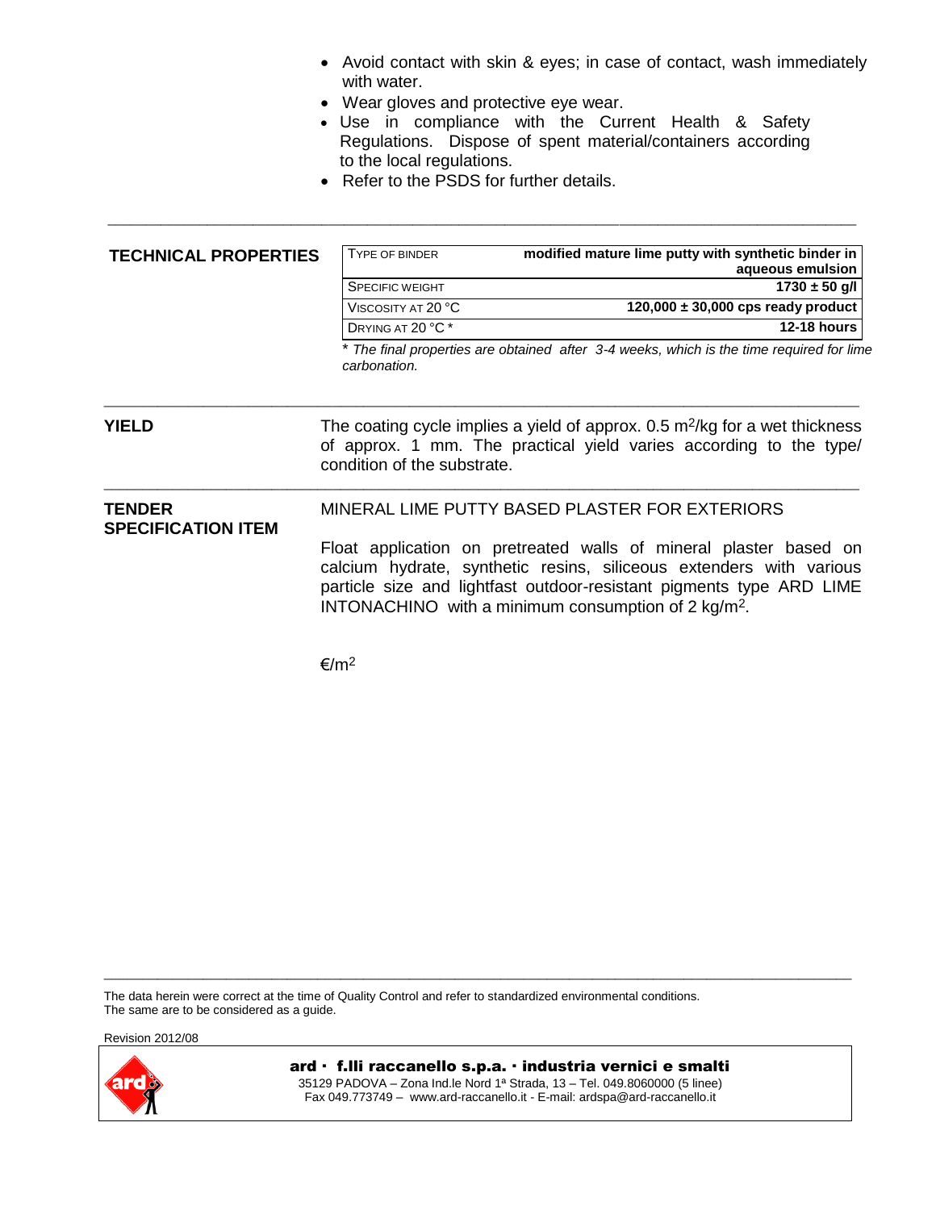- Avoid contact with skin & eyes; in case of contact, wash immediately with water.
- Wear gloves and protective eye wear.
- Use in compliance with the Current Health & Safety Regulations. Dispose of spent material/containers according to the local regulations.
- Refer to the PSDS for further details.

## TECHNICAL PROPERTIES

| | |
|---|---|
| TYPE OF BINDER | **modified mature lime putty with synthetic binder in aqueous emulsion** |
| SPECIFIC WEIGHT | **1730 ± 50 g/l** |
| VISCOSITY AT 20 °C | **120,000 ± 30,000 cps ready product** |
| DRYING AT 20 °C * | **12-18 hours** |

*\* The final properties are obtained after 3-4 weeks, which is the time required for lime carbonation.*

## YIELD

The coating cycle implies a yield of approx. 0.5 m²/kg for a wet thickness of approx. 1 mm. The practical yield varies according to the type/ condition of the substrate.

## TENDER SPECIFICATION ITEM

MINERAL LIME PUTTY BASED PLASTER FOR EXTERIORS

Float application on pretreated walls of mineral plaster based on calcium hydrate, synthetic resins, siliceous extenders with various particle size and lightfast outdoor-resistant pigments type ARD LIME INTONACHINO with a minimum consumption of 2 kg/m².

€/m²

The data herein were correct at the time of Quality Control and refer to standardized environmental conditions.
The same are to be considered as a guide.

Revision 2012/08

**ard · f.lli raccanello s.p.a. · industria vernici e smalti**
35129 PADOVA – Zona Ind.le Nord 1ª Strada, 13 – Tel. 049.8060000 (5 linee)
Fax 049.773749 – www.ard-raccanello.it - E-mail: ardspa@ard-raccanello.it